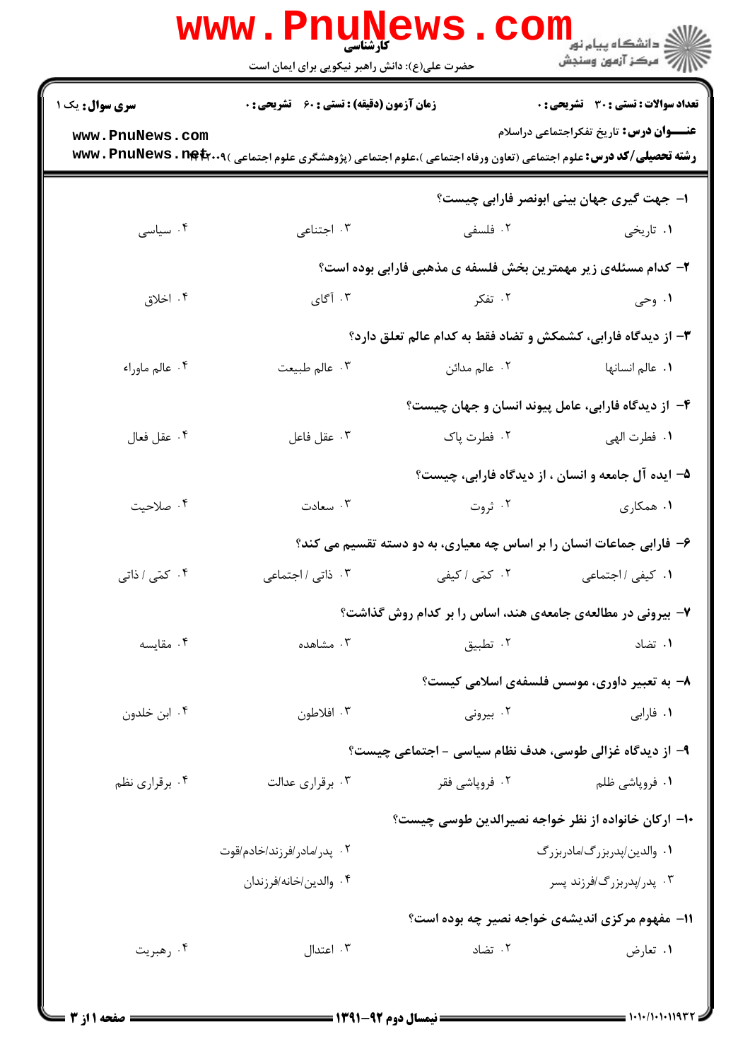کارشناسی

حضرت علی(ع): دانش راهبر نیکویی برای ایمان است

دانشگاه پیام نور
مرکز آزمون وسنجش

**سری سوال:** یک ۱

**زمان آزمون (دقیقه) : تستی : ۶۰ تشریحی : ۰**

**تعداد سوالات : تستی : ۳۰ تشریحی : ۰**

**عنـــوان درس:** تاریخ تفکراجتماعی دراسلام

**رشته تحصیلی/کد درس:** علوم اجتماعی (تعاون ورفاه اجتماعی )،علوم اجتماعی (پژوهشگری علوم اجتماعی )۱۲۲۲۰۰۹

۱- جهت گیری جهان بینی ابونصر فارابی چیست؟

۱. تاریخی
۲. فلسفی
۳. اجتماعی
۴. سیاسی

۲- کدام مسئله‌ی زیر مهمترین بخش فلسفه ی مذهبی فارابی بوده است؟

۱. وحی
۲. تفکر
۳. آگای
۴. اخلاق

۳- از دیدگاه فارابی، کشمکش و تضاد فقط به کدام عالم تعلق دارد؟

۱. عالم انسانها
۲. عالم مدائن
۳. عالم طبیعت
۴. عالم ماوراء

۴- از دیدگاه فارابی، عامل پیوند انسان و جهان چیست؟

۱. فطرت الهی
۲. فطرت پاک
۳. عقل فاعل
۴. عقل فعال

۵- ایده آل جامعه و انسان ، از دیدگاه فارابی، چیست؟

۱. همکاری
۲. ثروت
۳. سعادت
۴. صلاحیت

۶- فارابی جماعات انسان را بر اساس چه معیاری، به دو دسته تقسیم می کند؟

۱. کیفی / اجتماعی
۲. کمّی / کیفی
۳. ذاتی / اجتماعی
۴. کمّی / ذاتی

۷- بیرونی در مطالعه‌ی جامعه‌ی هند، اساس را بر کدام روش گذاشت؟

۱. تضاد
۲. تطبیق
۳. مشاهده
۴. مقایسه

۸- به تعبیر داوری، موسس فلسفه‌ی اسلامی کیست؟

۱. فارابی
۲. بیرونی
۳. افلاطون
۴. ابن خلدون

۹- از دیدگاه غزالی طوسی، هدف نظام سیاسی - اجتماعی چیست؟

۱. فروپاشی ظلم
۲. فروپاشی فقر
۳. برقراری عدالت
۴. برقراری نظم

۱۰- ارکان خانواده از نظر خواجه نصیرالدین طوسی چیست؟

۱. والدین/پدربزرگ/مادربزرگ
۲. پدر/مادر/فرزند/خادم/قوت
۳. پدر/پدربزرگ/فرزند پسر
۴. والدین/خانه/فرزندان

۱۱- مفهوم مرکزی اندیشه‌ی خواجه نصیر چه بوده است؟

۱. تعارض
۲. تضاد
۳. اعتدال
۴. رهبریت

نیمسال دوم ۹۲-۱۳۹۱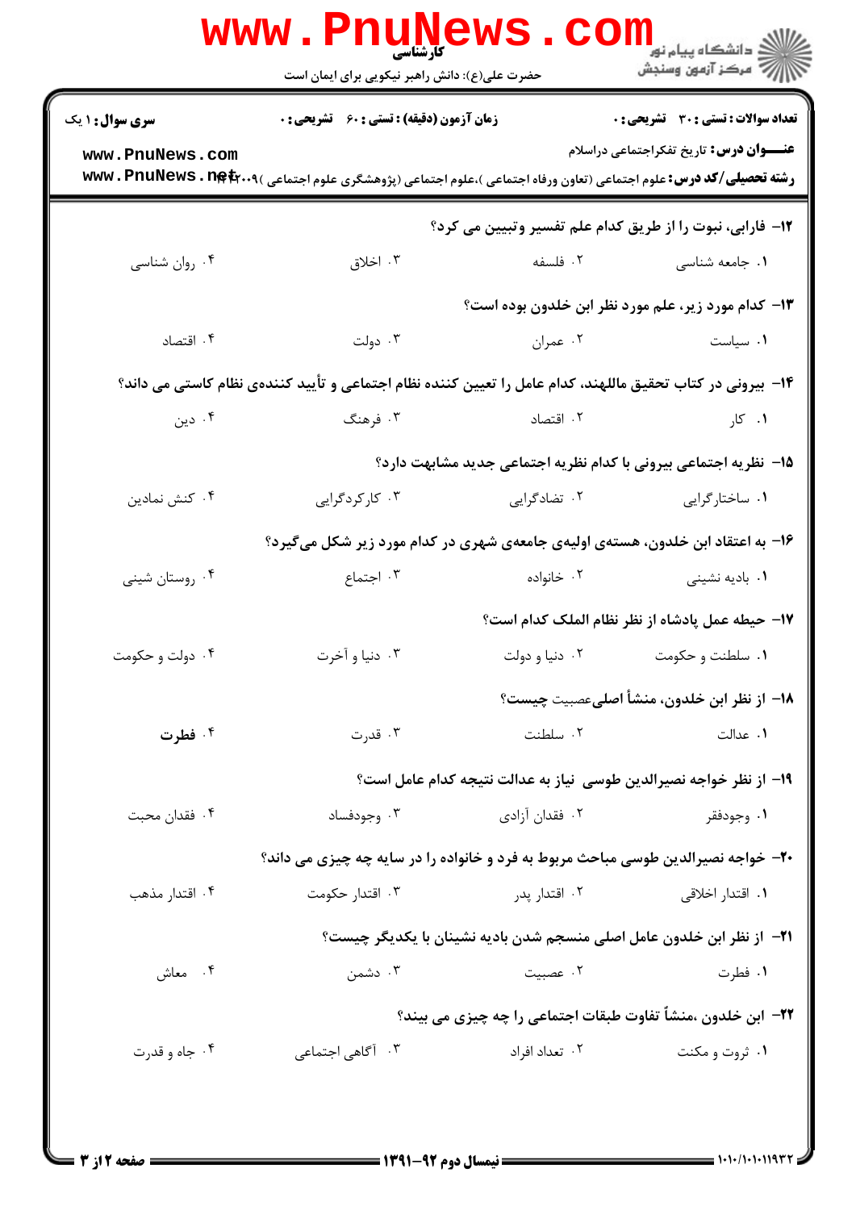۱۲- فارابی، نبوت را از طریق کدام علم تفسیر وتبیین می کرد؟

۱. جامعه شناسی ۲. فلسفه ۳. اخلاق ۴. روان شناسی

۱۳- کدام مورد زیر، علم مورد نظر ابن خلدون بوده است؟

۱. سیاست ۲. عمران ۳. دولت ۴. اقتصاد

۱۴- بیرونی در کتاب تحقیق ماللهند، کدام عامل را تعیین کننده نظام اجتماعی و تأیید کننده‌ی نظام کاستی می داند؟

۱. کار ۲. اقتصاد ۳. فرهنگ ۴. دین

۱۵- نظریه اجتماعی بیرونی با کدام نظریه اجتماعی جدید مشابهت دارد؟

۱. ساختارگرایی ۲. تضادگرایی ۳. کارکردگرایی ۴. کنش نمادین

۱۶- به اعتقاد ابن خلدون، هسته‌ی اولیه‌ی جامعه‌ی شهری در کدام مورد زیر شکل می‌گیرد؟

۱. بادیه نشینی ۲. خانواده ۳. اجتماع ۴. روستان شینی

۱۷- حیطه عمل پادشاه از نظر نظام الملک کدام است؟

۱. سلطنت و حکومت ۲. دنیا و دولت ۳. دنیا و آخرت ۴. دولت و حکومت

۱۸- از نظر ابن خلدون، منشأ اصلی‌عصبیت چیست؟

۱. عدالت ۲. سلطنت ۳. قدرت ۴. **فطرت**

۱۹- از نظر خواجه نصیرالدین طوسی نیاز به عدالت نتیجه کدام عامل است؟

۱. وجودفقر ۲. فقدان آزادی ۳. وجودفساد ۴. فقدان محبت

۲۰- خواجه نصیرالدین طوسی مباحث مربوط به فرد و خانواده را در سایه چه چیزی می داند؟

۱. اقتدار اخلاقی ۲. اقتدار پدر ۳. اقتدار حکومت ۴. اقتدار مذهب

۲۱- از نظر ابن خلدون عامل اصلی منسجم شدن بادیه نشینان با یکدیگر چیست؟

۱. فطرت ۲. عصبیت ۳. دشمن ۴. معاش

۲۲- ابن خلدون ،منشأ تفاوت طبقات اجتماعی را چه چیزی می بیند؟

۱. ثروت و مکنت ۲. تعداد افراد ۳. آگاهی اجتماعی ۴. جاه و قدرت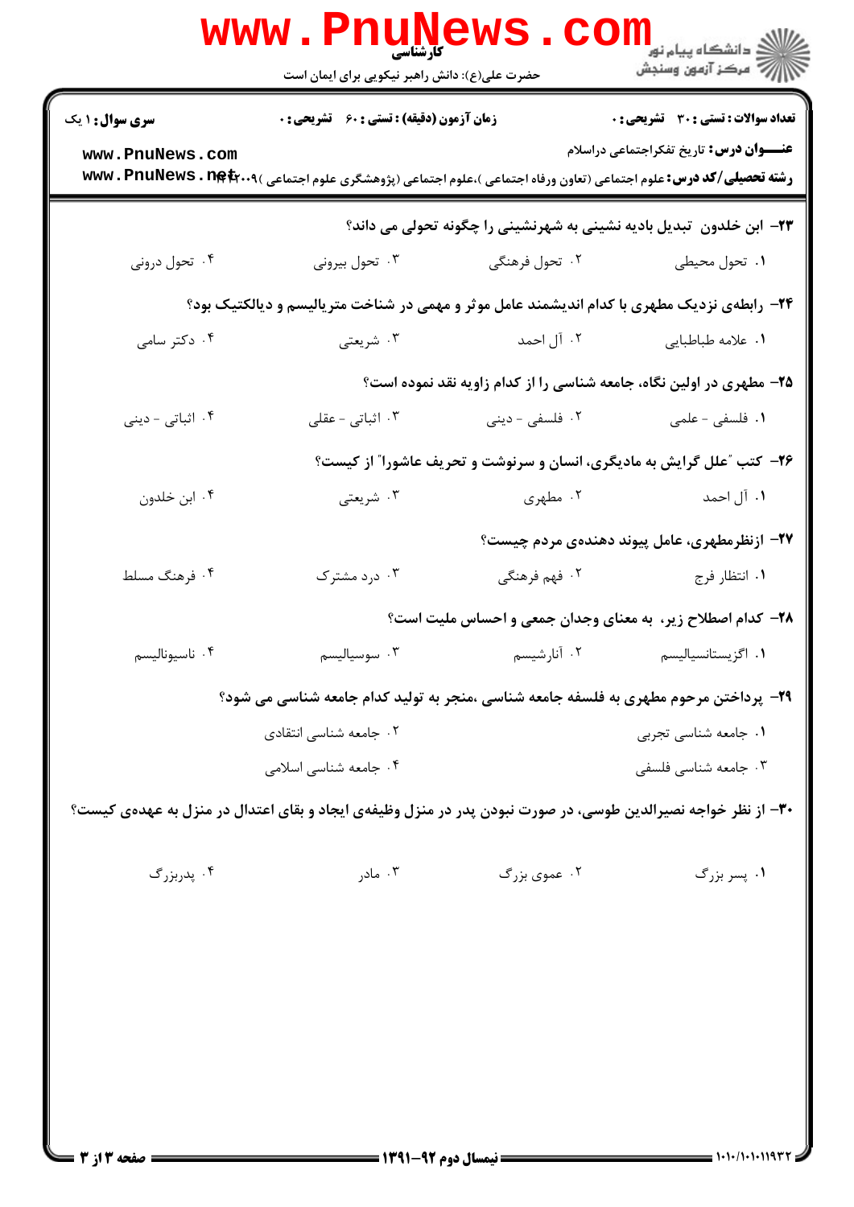**۲۳- ابن خلدون تبدیل بادیه نشینی به شهرنشینی را چگونه تحولی می داند؟**

۱. تحول محیطی
۲. تحول فرهنگی
۳. تحول بیرونی
۴. تحول درونی

**۲۴- رابطه‌ی نزدیک مطهری با کدام اندیشمند عامل موثر و مهمی در شناخت متریالیسم و دیالکتیک بود؟**

۱. علامه طباطبایی
۲. آل احمد
۳. شریعتی
۴. دکتر سامی

**۲۵- مطهری در اولین نگاه، جامعه شناسی را از کدام زاویه نقد نموده است؟**

۱. فلسفی - علمی
۲. فلسفی - دینی
۳. اثباتی - عقلی
۴. اثباتی - دینی

**۲۶- کتب "علل گرایش به مادیگری، انسان و سرنوشت و تحریف عاشورا" از کیست؟**

۱. آل احمد
۲. مطهری
۳. شریعتی
۴. ابن خلدون

**۲۷- ازنظرمطهری، عامل پیوند دهنده‌ی مردم چیست؟**

۱. انتظار فرج
۲. فهم فرهنگی
۳. درد مشترک
۴. فرهنگ مسلط

**۲۸- کدام اصطلاح زیر، به معنای وجدان جمعی و احساس ملیت است؟**

۱. اگزیستانسیالیسم
۲. آنارشیسم
۳. سوسیالیسم
۴. ناسیونالیسم

**۲۹- پرداختن مرحوم مطهری به فلسفه جامعه شناسی ،منجر به تولید کدام جامعه شناسی می شود؟**

۱. جامعه شناسی تجربی
۲. جامعه شناسی انتقادی
۳. جامعه شناسی فلسفی
۴. جامعه شناسی اسلامی

**۳۰- از نظر خواجه نصیرالدین طوسی، در صورت نبودن پدر در منزل وظیفه‌ی ایجاد و بقای اعتدال در منزل به عهده‌ی کیست؟**

۱. پسر بزرگ
۲. عموی بزرگ
۳. مادر
۴. پدربزرگ